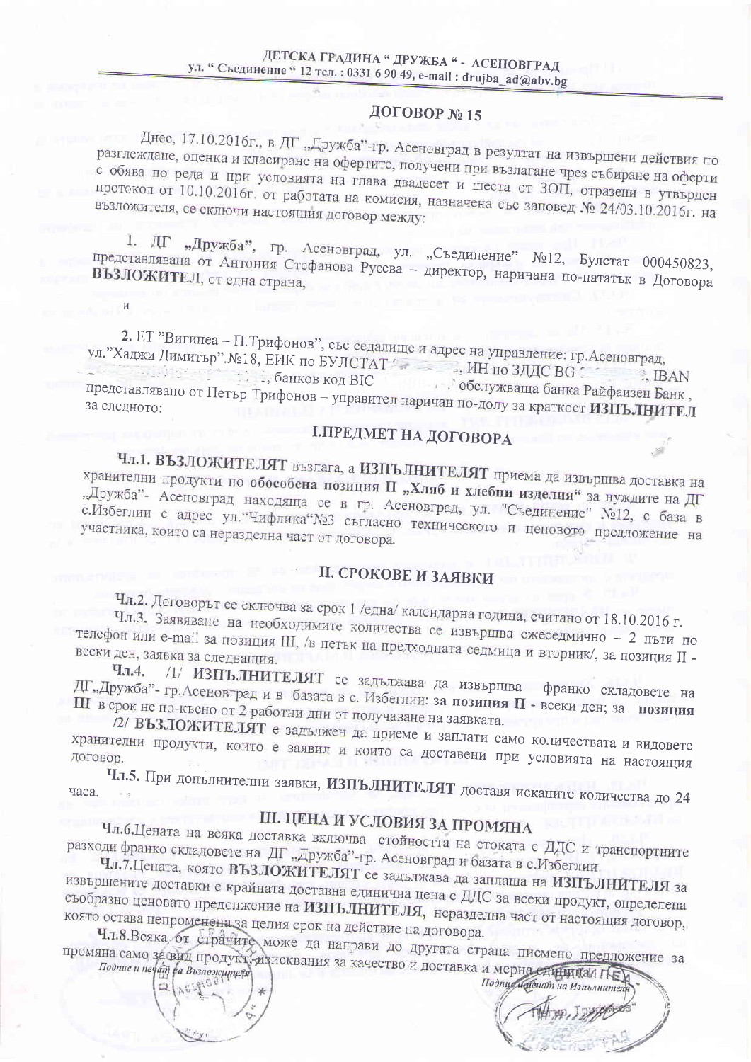**ДЕТСКА ГРАДИНА " ДРУЖБА " - АСЕНОВГРАД**
**ул. " Съединение " 12 тел. : 0331 6 90 49, e-mail : drujba_ad@abv.bg**

## ДОГОВОР № 15

Днес, 17.10.2016г., в ДГ „Дружба"-гр. Асеновград в резултат на извършени действия по разглеждане, оценка и класиране на офертите, получени при възлагане чрез събиране на оферти с обява по реда и при условията на глава двадесет и шеста от ЗОП, отразени в утвърден протокол от 10.10.2016г. от работата на комисия, назначена със заповед № 24/03.10.2016г. на възложителя, се сключи настоящия договор между:

1. ДГ „Дружба", гр. Асеновград, ул. „Съединение" №12, Булстат 000450823, представлявана от Антония Стефанова Русева – директор, наричана по-нататък в Договора **ВЪЗЛОЖИТЕЛ**, от една страна,

и

2. ЕТ "Вигипеа – П.Трифонов", със седалище и адрес на управление: гр.Асеновград, ул."Хаджи Димитър".№18, ЕИК по БУЛСТАТ ________, ИН по ЗДДС BG ________, IBAN ________, банков код BIC ________, обслужваща банка Райфайзен Банк , представлявано от Петър Трифонов – управител наричан по-долу за краткост **ИЗПЪЛНИТЕЛ** за следното:

## I.ПРЕДМЕТ НА ДОГОВОРА

**Чл.1. ВЪЗЛОЖИТЕЛЯТ** възлага, а **ИЗПЪЛНИТЕЛЯТ** приема да извършва доставка на хранителни продукти по **обособена позиция II „Хляб и хлебни изделия"** за нуждите на ДГ „Дружба"- Асеновград находяща се в гр. Асеновград, ул. "Съединение" №12, с база в с.Избеглии с адрес ул."Чифлика"№3 съгласно техническото и ценовото предложение на участника, които са неразделна част от договора.

## II. СРОКОВЕ И ЗАЯВКИ

**Чл.2.** Договорът се сключва за срок 1 /една/ календарна година, считано от 18.10.2016 г.

**Чл.3.** Заявяване на необходимите количества се извършва ежеседмично – 2 пъти по телефон или e-mail за позиция III, /в петък на предходната седмица и вторник/, за позиция II - всеки ден, заявка за следващия.

**Чл.4.** /1/ **ИЗПЪЛНИТЕЛЯТ** се задължава да извършва франко складовете на ДГ„Дружба"- гр.Асеновград и в базата в с. Избеглии: **за позиция II** - всеки ден; за **позиция III** в срок не по-късно от 2 работни дни от получаване на заявката.

/2/ **ВЪЗЛОЖИТЕЛЯТ** е задължен да приеме и заплати само количествата и видовете хранителни продукти, които е заявил и които са доставени при условията на настоящия договор.

**Чл.5.** При допълнителни заявки, **ИЗПЪЛНИТЕЛЯТ** доставя исканите количества до 24 часа.

## III. ЦЕНА И УСЛОВИЯ ЗА ПРОМЯНА

**Чл.6.**Цената на всяка доставка включва стойността на стоката с ДДС и транспортните разходи франко складовете на ДГ „Дружба"-гр. Асеновград и базата в с.Избеглии.

**Чл.7.**Цената, която **ВЪЗЛОЖИТЕЛЯТ** се задължава да заплаща на **ИЗПЪЛНИТЕЛЯ** за извършените доставки е крайната доставна единична цена с ДДС за всеки продукт, определена съобразно ценовото предложение на **ИЗПЪЛНИТЕЛЯ**, неразделна част от настоящия договор, която остава непроменена за целия срок на действие на договора.

**Чл.8.**Всяка от страните може да направи до другата страна писмено предложение за промяна само за вид продукт, изисквания за качество и доставка и мерна единица.

*Подпис и печат на Възложителя*

*Подпис и печат на Изпълнителя*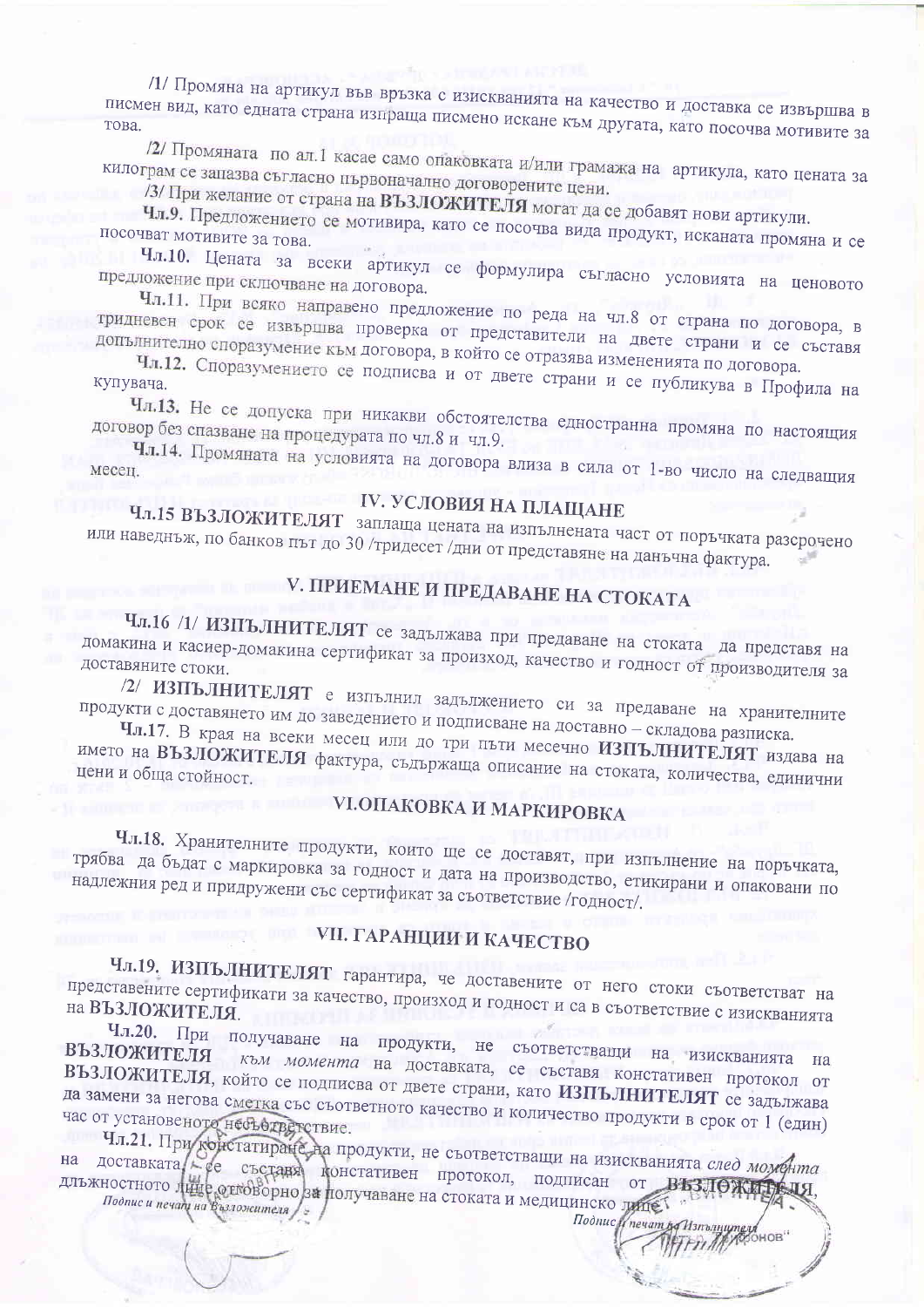/1/ Промяна на артикул във връзка с изискванията на качество и доставка се извършва в писмен вид, като едната страна изпраща писмено искане към другата, като посочва мотивите за това.

/2/ Промяната по ал.1 касае само опаковката и/или грамажа на артикула, като цената за килограм се запазва съгласно първоначално договорените цени.

/3/ При желание от страна на **ВЪЗЛОЖИТЕЛЯ** могат да се добавят нови артикули.

**Чл.9.** Предложението се мотивира, като се посочва вида продукт, исканата промяна и се посочват мотивите за това.

**Чл.10.** Цената за всеки артикул се формулира съгласно условията на ценовото предложение при сключване на договора.

**Чл.11.** При всяко направено предложение по реда на чл.8 от страна по договора, в тридневен срок се извършва проверка от представители на двете страни и се съставя допълнително споразумение към договора, в който се отразява измененията по договора.

**Чл.12.** Споразумението се подписва и от двете страни и се публикува в Профила на купувача.

**Чл.13.** Не се допуска при никакви обстоятелства едностранна промяна по настоящия договор без спазване на процедурата по чл.8 и чл.9.

**Чл.14.** Промяната на условията на договора влиза в сила от 1-во число на следващия месец.

## IV. УСЛОВИЯ НА ПЛАЩАНЕ

**Чл.15 ВЪЗЛОЖИТЕЛЯТ** заплаща цената на изпълнената част от поръчката разсрочено или наведнъж, по банков път до 30 /тридесет /дни от представяне на данъчна фактура.

## V. ПРИЕМАНЕ И ПРЕДАВАНЕ НА СТОКАТА

**Чл.16** /1/ **ИЗПЪЛНИТЕЛЯТ** се задължава при предаване на стоката да представя на домакина и касиер-домакина сертификат за произход, качество и годност от производителя за доставяните стоки.

/2/ **ИЗПЪЛНИТЕЛЯТ** е изпълнил задължението си за предаване на хранителните продукти с доставянето им до заведението и подписване на доставно – складова разписка.

**Чл.17.** В края на всеки месец или до три пъти месечно **ИЗПЪЛНИТЕЛЯТ** издава на името на **ВЪЗЛОЖИТЕЛЯ** фактура, съдържаща описание на стоката, количества, единични цени и обща стойност.

## VI.ОПАКОВКА И МАРКИРОВКА

**Чл.18.** Хранителните продукти, които ще се доставят, при изпълнение на поръчката, трябва да бъдат с маркировка за годност и дата на производство, етикирани и опаковани по надлежния ред и придружени със сертификат за съответствие /годност/.

## VII. ГАРАНЦИИ И КАЧЕСТВО

**Чл.19. ИЗПЪЛНИТЕЛЯТ** гарантира, че доставените от него стоки съответстват на представените сертификати за качество, произход и годност и са в съответствие с изискванията на **ВЪЗЛОЖИТЕЛЯ**.

**Чл.20.** При получаване на продукти, не съответстващи на изискванията на **ВЪЗЛОЖИТЕЛЯ** *към момента* на доставката, се съставя констативен протокол от **ВЪЗЛОЖИТЕЛЯ**, който се подписва от двете страни, като **ИЗПЪЛНИТЕЛЯТ** се задължава да замени за негова сметка със съответното качество и количество продукти в срок от 1 (един) час от установеното несъответствие.

**Чл.21.** При констатиране на продукти, не съответстващи на изискванията *след момента* на доставката, се съставя констативен протокол, подписан от **ВЪЗЛОЖИТЕЛЯ**, длъжностното лице отговорно за получаване на стоката и медицинско лице,

*Подпис и печат на Възложителя* *Подпис и печат на Изпълнителя*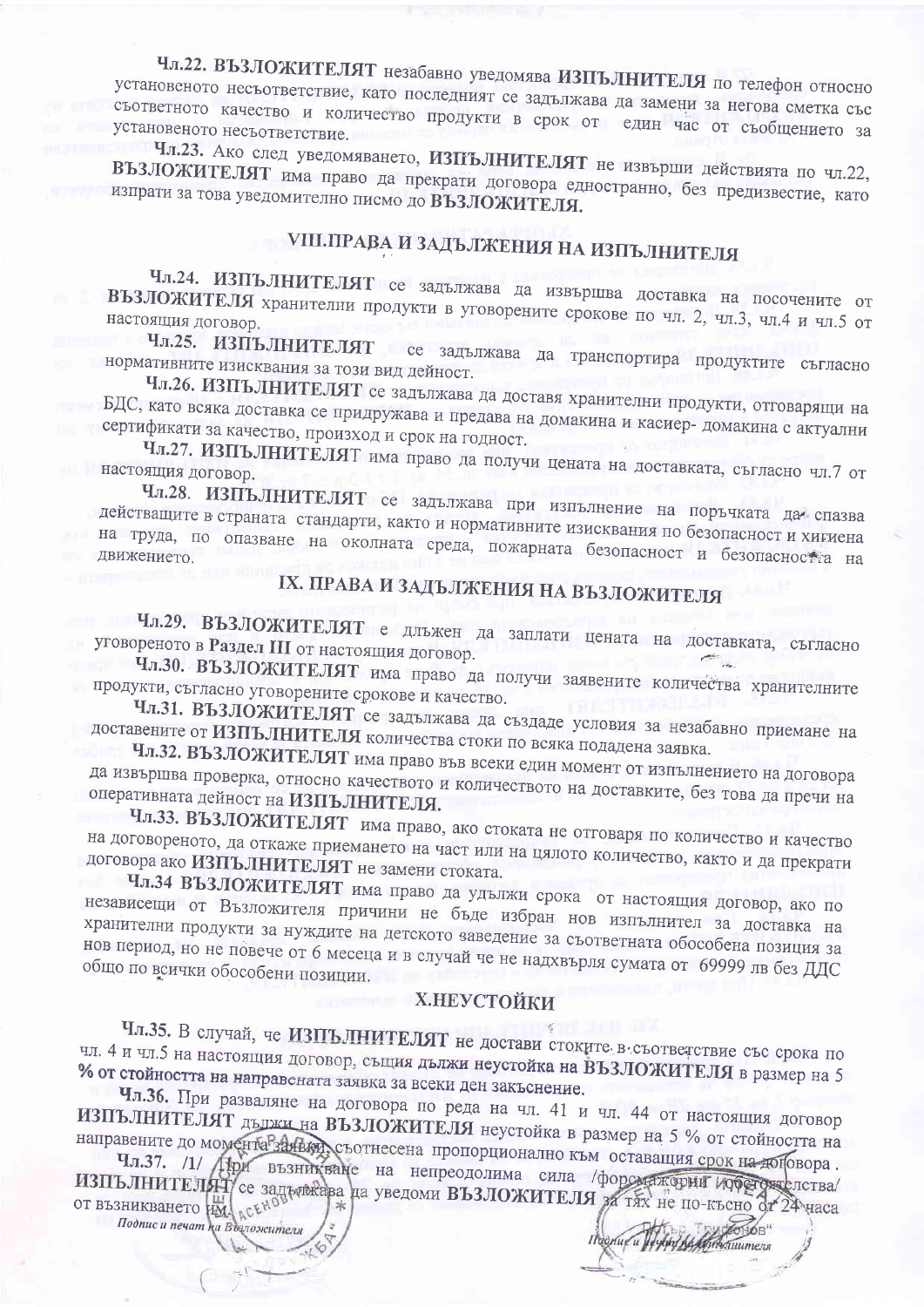**Чл.22. ВЪЗЛОЖИТЕЛЯТ** незабавно уведомява **ИЗПЪЛНИТЕЛЯ** по телефон относно установеното несъответствие, като последният се задължава да замени за негова сметка със съответното качество и количество продукти в срок от един час от съобщението за установеното несъответствие.

**Чл.23.** Ако след уведомяването, **ИЗПЪЛНИТЕЛЯТ** не извърши действията по чл.22, **ВЪЗЛОЖИТЕЛЯТ** има право да прекрати договора едностранно, без предизвестие, като изпрати за това уведомително писмо до **ВЪЗЛОЖИТЕЛЯ.**

## VIII.ПРАВА И ЗАДЪЛЖЕНИЯ НА ИЗПЪЛНИТЕЛЯ

**Чл.24. ИЗПЪЛНИТЕЛЯТ** се задължава да извършва доставка на посочените от **ВЪЗЛОЖИТЕЛЯ** хранителни продукти в уговорените срокове по чл. 2, чл.3, чл.4 и чл.5 от настоящия договор.

**Чл.25. ИЗПЪЛНИТЕЛЯТ** се задължава да транспортира продуктите съгласно нормативните изисквания за този вид дейност.

**Чл.26. ИЗПЪЛНИТЕЛЯТ** се задължава да доставя хранителни продукти, отговарящи на БДС, като всяка доставка се придружава и предава на домакина и касиер- домакина с актуални сертификати за качество, произход и срок на годност.

**Чл.27. ИЗПЪЛНИТЕЛЯТ** има право да получи цената на доставката, съгласно чл.7 от настоящия договор.

**Чл.28. ИЗПЪЛНИТЕЛЯТ** се задължава при изпълнение на поръчката да спазва действащите в страната стандарти, както и нормативните изисквания по безопасност и хигиена на труда, по опазване на околната среда, пожарната безопасност и безопасността на движението.

## IX. ПРАВА И ЗАДЪЛЖЕНИЯ НА ВЪЗЛОЖИТЕЛЯ

**Чл.29. ВЪЗЛОЖИТЕЛЯТ** е длъжен да заплати цената на доставката, съгласно уговореното в **Раздел III** от настоящия договор.

**Чл.30. ВЪЗЛОЖИТЕЛЯТ** има право да получи заявените количества хранителните продукти, съгласно уговорените срокове и качество.

**Чл.31. ВЪЗЛОЖИТЕЛЯТ** се задължава да създаде условия за незабавно приемане на доставените от **ИЗПЪЛНИТЕЛЯ** количества стоки по всяка подадена заявка.

**Чл.32. ВЪЗЛОЖИТЕЛЯТ** има право във всеки един момент от изпълнението на договора да извършва проверка, относно качеството и количеството на доставките, без това да пречи на оперативната дейност на **ИЗПЪЛНИТЕЛЯ.**

**Чл.33. ВЪЗЛОЖИТЕЛЯТ** има право, ако стоката не отговаря по количество и качество на договореното, да откаже приемането на част или на цялото количество, както и да прекрати договора ако **ИЗПЪЛНИТЕЛЯТ** не замени стоката.

**Чл.34 ВЪЗЛОЖИТЕЛЯТ** има право да удължи срока от настоящия договор, ако по независещи от Възложителя причини не бъде избран нов изпълнител за доставка на хранителни продукти за нуждите на детското заведение за съответната обособена позиция за нов период, но не повече от 6 месеца и в случай че не надхвърля сумата от 69999 лв без ДДС общо по всички обособени позиции.

## X.НЕУСТОЙКИ

**Чл.35.** В случай, че **ИЗПЪЛНИТЕЛЯТ** не достави стоките в съответствие със срока по чл. 4 и чл.5 на настоящия договор, същия **дължи неустойка на ВЪЗЛОЖИТЕЛЯ** в размер на **5 % от стойността на направената заявка за всеки ден закъснение.**

**Чл.36.** При разваляне на договора по реда на чл. 41 и чл. 44 от настоящия договор **ИЗПЪЛНИТЕЛЯТ** дължи на **ВЪЗЛОЖИТЕЛЯ** неустойка в размер на 5 % от стойността на направените до момента заявки, съотнесена пропорционално към оставащия срок на договора.

**Чл.37.** /1/ При възникване на непреодолима сила /форсмажорни обстоятелства/ **ИЗПЪЛНИТЕЛЯТ** се задължава да уведоми **ВЪЗЛОЖИТЕЛЯ** за тях не по-късно от 24 часа от възникването им.

*Подпис и печат на Възложителя* *Подпис и печат на Изпълнителя*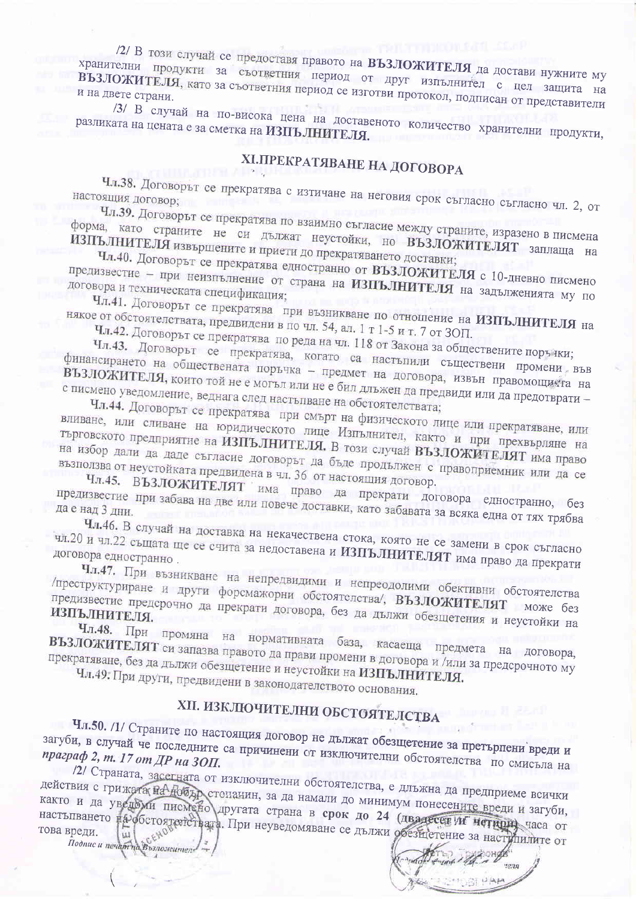/2/ В този случай се предоставя правото на **ВЪЗЛОЖИТЕЛЯ** да достави нужните му хранителни продукти за съответния период от друг изпълнител с цел защита на **ВЪЗЛОЖИТЕЛЯ**, като за съответния период се изготви протокол, подписан от представители и на двете страни.

/3/ В случай на по-висока цена на доставеното количество хранителни продукти, разликата на цената е за сметка на **ИЗПЪЛНИТЕЛЯ.**

## XI.ПРЕКРАТЯВАНЕ НА ДОГОВОРА

**Чл.38.** Договорът се прекратява с изтичане на неговия срок съгласно съгласно чл. 2, от настоящия договор;

**Чл.39.** Договорът се прекратява по взаимно съгласие между страните, изразено в писмена форма, като страните не си дължат неустойки, но **ВЪЗЛОЖИТЕЛЯТ** заплаща на **ИЗПЪЛНИТЕЛЯ** извършените и приети до прекратяването доставки;

**Чл.40.** Договорът се прекратява едностранно от **ВЪЗЛОЖИТЕЛЯ** с 10-дневно писмено предизвестие – при неизпълнение от страна на **ИЗПЪЛНИТЕЛЯ** на задълженията му по договора и техническата спецификация;

**Чл.41.** Договорът се прекратява при възникване по отношение на **ИЗПЪЛНИТЕЛЯ** на някое от обстоятелствата, предвидени в по чл. 54, ал. 1 т 1-5 и т. 7 от ЗОП.

**Чл.42.** Договорът се прекратява по реда на чл. 118 от Закона за обществените поръчки;

**Чл.43.** Договорът се прекратява, когато са настъпили съществени промени във финансирането на обществената поръчка – предмет на договора, извън правомощията на **ВЪЗЛОЖИТЕЛЯ**, които той не е могъл или не е бил длъжен да предвиди или да предотврати – с писмено уведомление, веднага след настъпване на обстоятелствата;

**Чл.44.** Договорът се прекратява при смърт на физическото лице или прекратяване, или вливане, или сливане на юридическото лице Изпълнител, както и при прехвърляне на търговското предприятие на **ИЗПЪЛНИТЕЛЯ.** В този случай **ВЪЗЛОЖИТЕЛЯТ** има право на избор дали да даде съгласие договорът да бъде продължен с правоприемник или да се възползва от неустойката предвидена в чл. 36 от настоящия договор.

**Чл.45.** ВЪЗЛОЖИТЕЛЯТ има право да прекрати договора едностранно, без предизвестие при забава на две или повече доставки, като забавата за всяка една от тях трябва да е над 3 дни.

**Чл.46.** В случай на доставка на некачествена стока, която не се замени в срок съгласно чл.20 и чл.22 същата ще се счита за недоставена и **ИЗПЪЛНИТЕЛЯТ** има право да прекрати договора едностранно .

**Чл.47.** При възникване на непредвидими и непреодолими обективни обстоятелства /преструктуриране и други форсмажорни обстоятелства/, **ВЪЗЛОЖИТЕЛЯТ** може без предизвестие предсрочно да прекрати договора, без да дължи обезщетения и неустойки на **ИЗПЪЛНИТЕЛЯ.**

**Чл.48.** При промяна на нормативната база, касаеща предмета на договора, **ВЪЗЛОЖИТЕЛЯТ** си запазва правото да прави промени в договора и /или за предсрочното му прекратяване, без да дължи обезщетение и неустойки на **ИЗПЪЛНИТЕЛЯ.**

**Чл.49.** При други, предвидени в законодателството основания.

## XII. ИЗКЛЮЧИТЕЛНИ ОБСТОЯТЕЛСТВА

**Чл.50.** /1/ Страните по настоящия договор не дължат обезщетение за претърпени вреди и загуби, в случай че последните са причинени от изключителни обстоятелства по смисъла на ***праграф 2, т. 17 от ДР на ЗОП.***

/2/ Страната, засегната от изключителни обстоятелства, е длъжна да предприеме всички действия с грижата на добър стопанин, за да намали до минимум понесените вреди и загуби, както и да уведоми писмено другата страна в **срок до 24 (двадесет и четири)** часа от настъпването на обстоятелствата. При неуведомяване се дължи обезщетение за настъпилите от това вреди.

*Подпис и печат на Възложителя*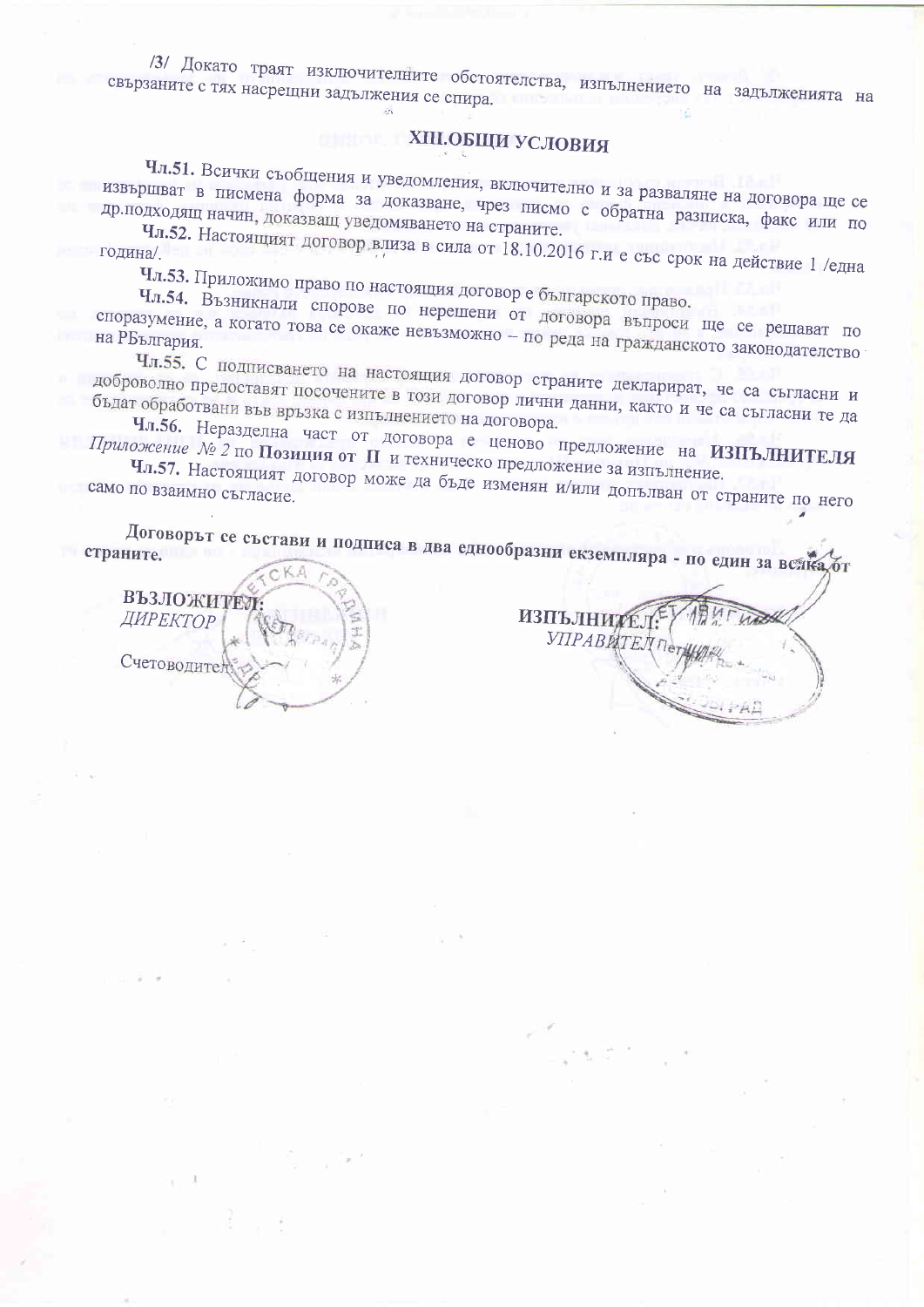/3/ Докато траят изключителните обстоятелства, изпълнението на задълженията на свързаните с тях насрещни задължения се спира.

## XIII.ОБЩИ УСЛОВИЯ

**Чл.51.** Всички съобщения и уведомления, включително и за разваляне на договора ще се извършват в писмена форма за доказване, чрез писмо с обратна разписка, факс или по др.подходящ начин, доказващ уведомяването на страните.

**Чл.52.** Настоящият договор влиза в сила от 18.10.2016 г.и е със срок на действие 1 /една година/.

**Чл.53.** Приложимо право по настоящия договор е българското право.

**Чл.54.** Възникнали спорове по нерешени от договора въпроси ще се решават по споразумение, а когато това се окаже невъзможно – по реда на гражданското законодателство на РБългария.

**Чл.55.** С подписването на настоящия договор страните декларират, че са съгласни и доброволно предоставят посочените в този договор лични данни, както и че са съгласни те да бъдат обработвани във връзка с изпълнението на договора.

**Чл.56.** Неразделна част от договора е ценово предложение на **ИЗПЪЛНИТЕЛЯ** *Приложение № 2* по **Позиция от П** и техническо предложение за изпълнение.

**Чл.57.** Настоящият договор може да бъде изменян и/или допълван от страните по него само по взаимно съгласие.

**Договорът се състави и подписа в два еднообразни екземпляра - по един за всяка от страните.**

**ВЪЗЛОЖИТЕЛ:**
*ДИРЕКТОР*

Счетоводител

**ИЗПЪЛНИТЕЛ:**
*УПРАВИТЕЛ*